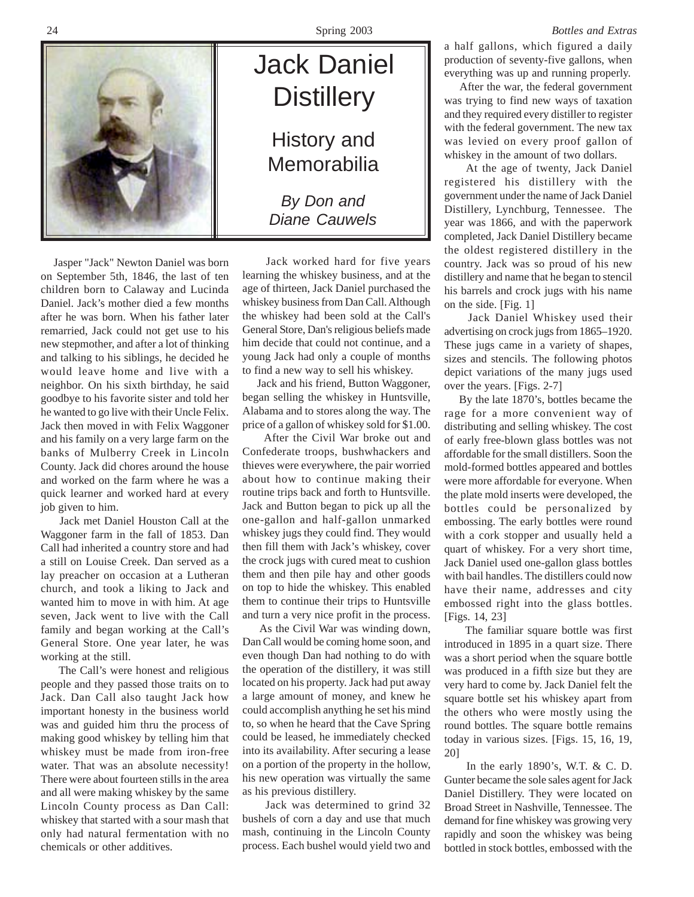# Jack Daniel Distillery

## History and Memorabilia

*By Don and Diane Cauwels*

Jasper "Jack" Newton Daniel was born on September 5th, 1846, the last of ten children born to Calaway and Lucinda Daniel. Jack's mother died a few months after he was born. When his father later remarried, Jack could not get use to his new stepmother, and after a lot of thinking and talking to his siblings, he decided he would leave home and live with a neighbor. On his sixth birthday, he said goodbye to his favorite sister and told her he wanted to go live with their Uncle Felix. Jack then moved in with Felix Waggoner and his family on a very large farm on the banks of Mulberry Creek in Lincoln County. Jack did chores around the house and worked on the farm where he was a quick learner and worked hard at every job given to him.

Jack met Daniel Houston Call at the Waggoner farm in the fall of 1853. Dan Call had inherited a country store and had a still on Louise Creek. Dan served as a lay preacher on occasion at a Lutheran church, and took a liking to Jack and wanted him to move in with him. At age seven, Jack went to live with the Call family and began working at the Call's General Store. One year later, he was working at the still.

The Call's were honest and religious people and they passed those traits on to Jack. Dan Call also taught Jack how important honesty in the business world was and guided him thru the process of making good whiskey by telling him that whiskey must be made from iron-free water. That was an absolute necessity! There were about fourteen stills in the area and all were making whiskey by the same Lincoln County process as Dan Call: whiskey that started with a sour mash that only had natural fermentation with no chemicals or other additives.

Jack worked hard for five years learning the whiskey business, and at the age of thirteen, Jack Daniel purchased the whiskey business from Dan Call. Although the whiskey had been sold at the Call's General Store, Dan's religious beliefs made him decide that could not continue, and a young Jack had only a couple of months to find a new way to sell his whiskey.

Jack and his friend, Button Waggoner, began selling the whiskey in Huntsville, Alabama and to stores along the way. The price of a gallon of whiskey sold for $1.00.

After the Civil War broke out and Confederate troops, bushwhackers and thieves were everywhere, the pair worried about how to continue making their routine trips back and forth to Huntsville. Jack and Button began to pick up all the one-gallon and half-gallon unmarked whiskey jugs they could find. They would then fill them with Jack's whiskey, cover the crock jugs with cured meat to cushion them and then pile hay and other goods on top to hide the whiskey. This enabled them to continue their trips to Huntsville and turn a very nice profit in the process.

As the Civil War was winding down, Dan Call would be coming home soon, and even though Dan had nothing to do with the operation of the distillery, it was still located on his property. Jack had put away a large amount of money, and knew he could accomplish anything he set his mind to, so when he heard that the Cave Spring could be leased, he immediately checked into its availability. After securing a lease on a portion of the property in the hollow, his new operation was virtually the same as his previous distillery.

Jack was determined to grind 32 bushels of corn a day and use that much mash, continuing in the Lincoln County process. Each bushel would yield two and a half gallons, which figured a daily production of seventy-five gallons, when everything was up and running properly.

After the war, the federal government was trying to find new ways of taxation and they required every distiller to register with the federal government. The new tax was levied on every proof gallon of whiskey in the amount of two dollars.

At the age of twenty, Jack Daniel registered his distillery with the government under the name of Jack Daniel Distillery, Lynchburg, Tennessee. The year was 1866, and with the paperwork completed, Jack Daniel Distillery became the oldest registered distillery in the country. Jack was so proud of his new distillery and name that he began to stencil his barrels and crock jugs with his name on the side. [Fig. 1]

Jack Daniel Whiskey used their advertising on crock jugs from 1865–1920. These jugs came in a variety of shapes, sizes and stencils. The following photos depict variations of the many jugs used over the years. [Figs. 2-7]

By the late 1870's, bottles became the rage for a more convenient way of distributing and selling whiskey. The cost of early free-blown glass bottles was not affordable for the small distillers. Soon the mold-formed bottles appeared and bottles were more affordable for everyone. When the plate mold inserts were developed, the bottles could be personalized by embossing. The early bottles were round with a cork stopper and usually held a quart of whiskey. For a very short time, Jack Daniel used one-gallon glass bottles with bail handles. The distillers could now have their name, addresses and city embossed right into the glass bottles. [Figs. 14, 23]

The familiar square bottle was first introduced in 1895 in a quart size. There was a short period when the square bottle was produced in a fifth size but they are very hard to come by. Jack Daniel felt the square bottle set his whiskey apart from the others who were mostly using the round bottles. The square bottle remains today in various sizes. [Figs. 15, 16, 19, 20]

In the early 1890's, W.T. & C. D. Gunter became the sole sales agent for Jack Daniel Distillery. They were located on Broad Street in Nashville, Tennessee. The demand for fine whiskey was growing very rapidly and soon the whiskey was being bottled in stock bottles, embossed with the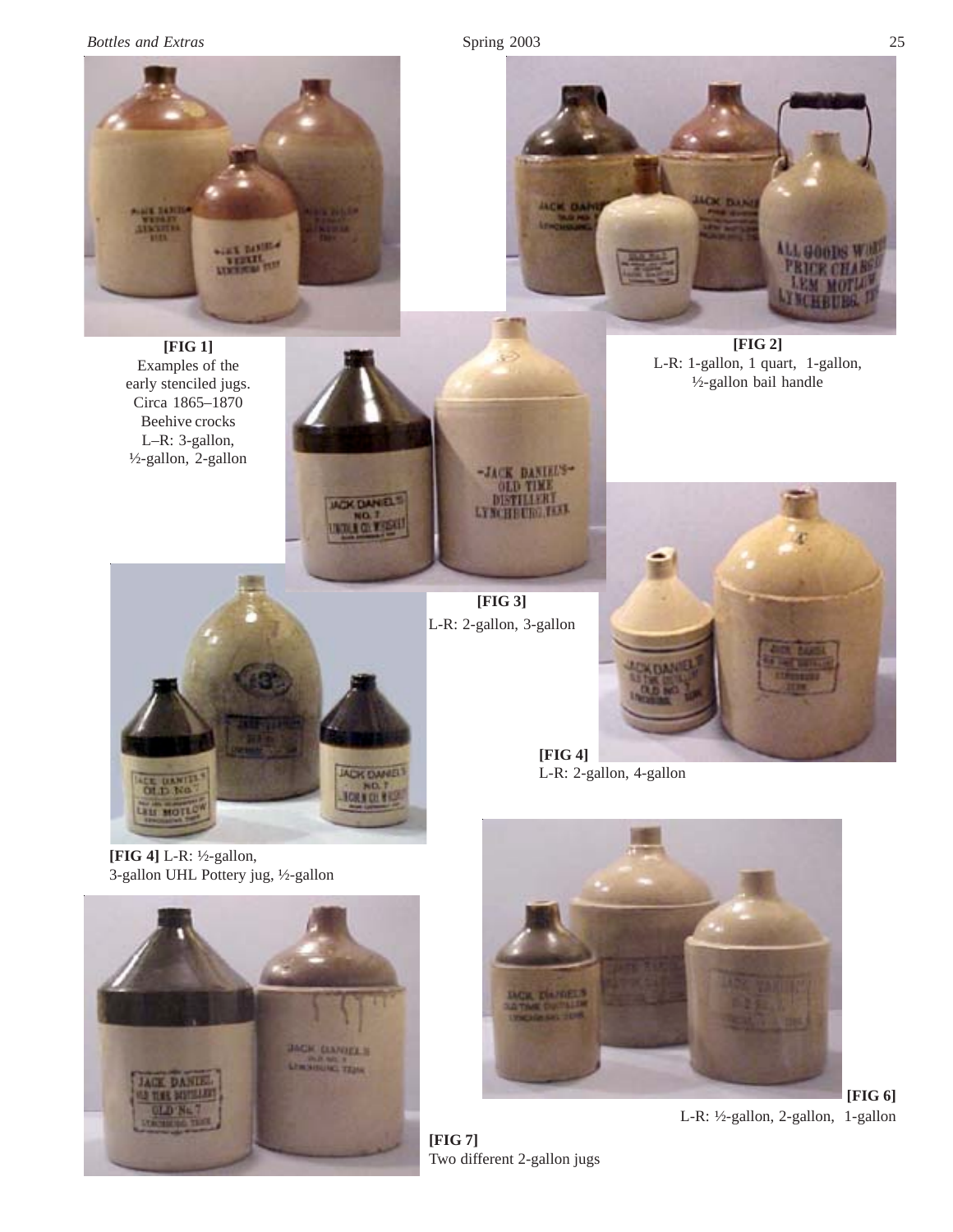**[FIG 1]**
Examples of the early stenciled jugs. Circa 1865–1870 Beehive crocks L–R: 3-gallon, ½-gallon, 2-gallon

**[FIG 2]**
L-R: 1-gallon, 1 quart, 1-gallon, ½-gallon bail handle

**[FIG 3]**
L-R: 2-gallon, 3-gallon

**[FIG 4]**
L-R: 2-gallon, 4-gallon

**[FIG 4]** L-R: ½-gallon, 3-gallon UHL Pottery jug, ½-gallon

**[FIG 6]**
L-R: ½-gallon, 2-gallon, 1-gallon

**[FIG 7]**
Two different 2-gallon jugs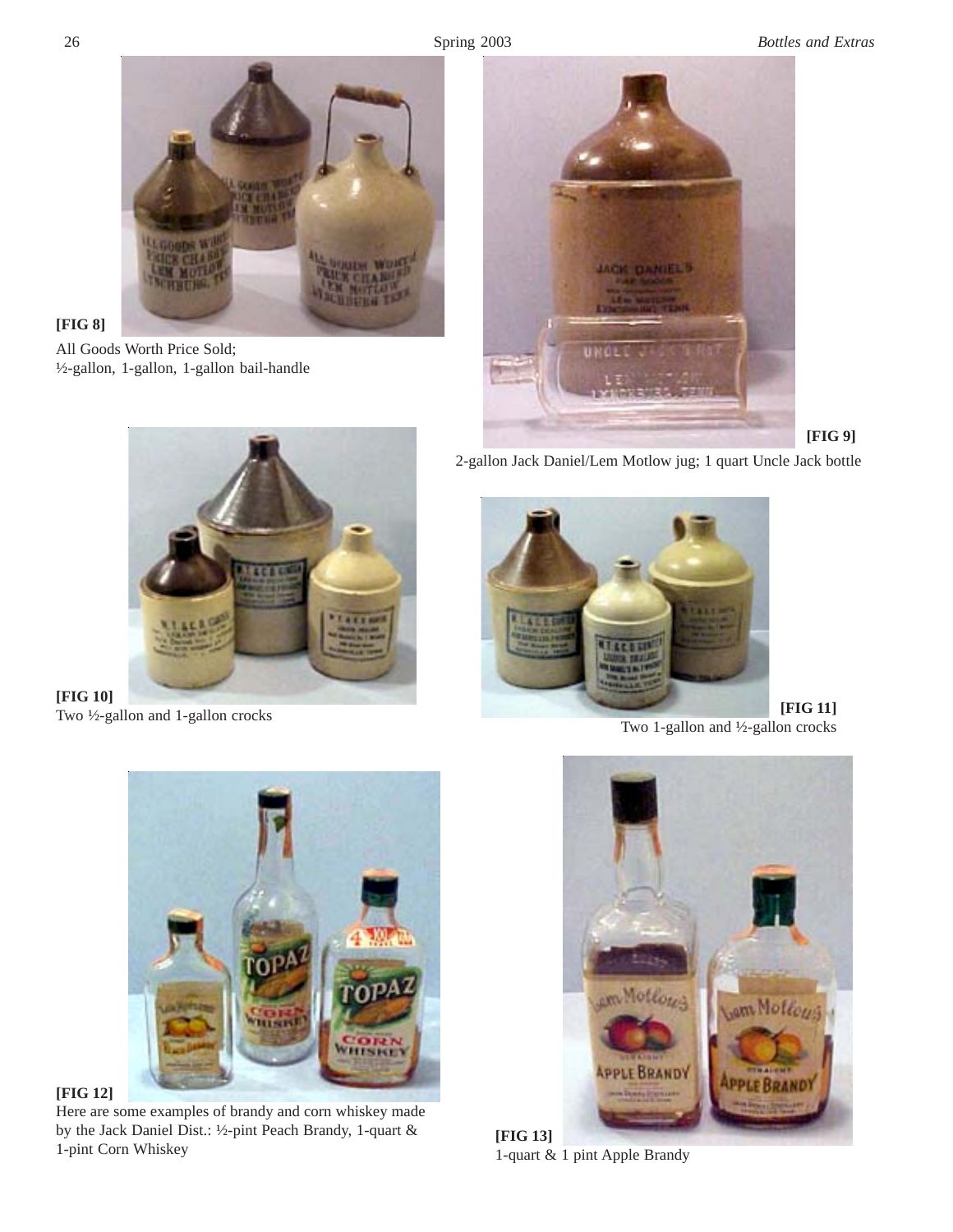**[FIG 8]**

All Goods Worth Price Sold;
½-gallon, 1-gallon, 1-gallon bail-handle

**[FIG 9]**

2-gallon Jack Daniel/Lem Motlow jug; 1 quart Uncle Jack bottle

**[FIG 10]**

Two ½-gallon and 1-gallon crocks

**[FIG 11]**

Two 1-gallon and ½-gallon crocks

**[FIG 12]**

Here are some examples of brandy and corn whiskey made by the Jack Daniel Dist.: ½-pint Peach Brandy, 1-quart & 1-pint Corn Whiskey

**[FIG 13]**

1-quart & 1 pint Apple Brandy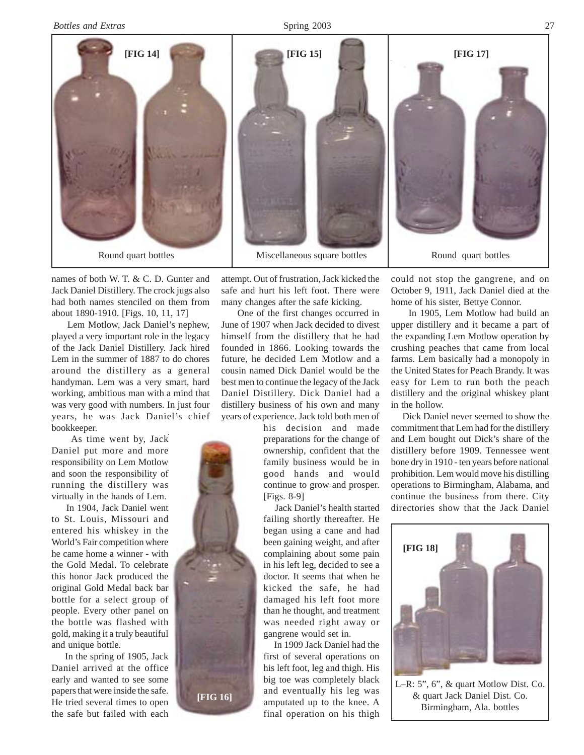[FIG 14]

Round quart bottles

[FIG 15]

Miscellaneous square bottles

[FIG 17]

Round quart bottles

names of both W. T. & C. D. Gunter and Jack Daniel Distillery. The crock jugs also had both names stenciled on them from about 1890-1910. [Figs. 10, 11, 17]

Lem Motlow, Jack Daniel's nephew, played a very important role in the legacy of the Jack Daniel Distillery. Jack hired Lem in the summer of 1887 to do chores around the distillery as a general handyman. Lem was a very smart, hard working, ambitious man with a mind that was very good with numbers. In just four years, he was Jack Daniel's chief bookkeeper.

As time went by, Jack Daniel put more and more responsibility on Lem Motlow and soon the responsibility of running the distillery was virtually in the hands of Lem.

In 1904, Jack Daniel went to St. Louis, Missouri and entered his whiskey in the World's Fair competition where he came home a winner - with the Gold Medal. To celebrate this honor Jack produced the original Gold Medal back bar bottle for a select group of people. Every other panel on the bottle was flashed with gold, making it a truly beautiful and unique bottle.

In the spring of 1905, Jack Daniel arrived at the office early and wanted to see some papers that were inside the safe. He tried several times to open the safe but failed with each attempt. Out of frustration, Jack kicked the safe and hurt his left foot. There were many changes after the safe kicking.

[FIG 16]

One of the first changes occurred in June of 1907 when Jack decided to divest himself from the distillery that he had founded in 1866. Looking towards the future, he decided Lem Motlow and a cousin named Dick Daniel would be the best men to continue the legacy of the Jack Daniel Distillery. Dick Daniel had a distillery business of his own and many years of experience. Jack told both men of his decision and made preparations for the change of ownership, confident that the family business would be in good hands and would continue to grow and prosper. [Figs. 8-9]

Jack Daniel's health started failing shortly thereafter. He began using a cane and had been gaining weight, and after complaining about some pain in his left leg, decided to see a doctor. It seems that when he kicked the safe, he had damaged his left foot more than he thought, and treatment was needed right away or gangrene would set in.

In 1909 Jack Daniel had the first of several operations on his left foot, leg and thigh. His big toe was completely black and eventually his leg was amputated up to the knee. A final operation on his thigh could not stop the gangrene, and on October 9, 1911, Jack Daniel died at the home of his sister, Bettye Connor.

In 1905, Lem Motlow had build an upper distillery and it became a part of the expanding Lem Motlow operation by crushing peaches that came from local farms. Lem basically had a monopoly in the United States for Peach Brandy. It was easy for Lem to run both the peach distillery and the original whiskey plant in the hollow.

Dick Daniel never seemed to show the commitment that Lem had for the distillery and Lem bought out Dick's share of the distillery before 1909. Tennessee went bone dry in 1910 - ten years before national prohibition. Lem would move his distilling operations to Birmingham, Alabama, and continue the business from there. City directories show that the Jack Daniel

[FIG 18]

L–R: 5", 6", & quart Motlow Dist. Co. & quart Jack Daniel Dist. Co. Birmingham, Ala. bottles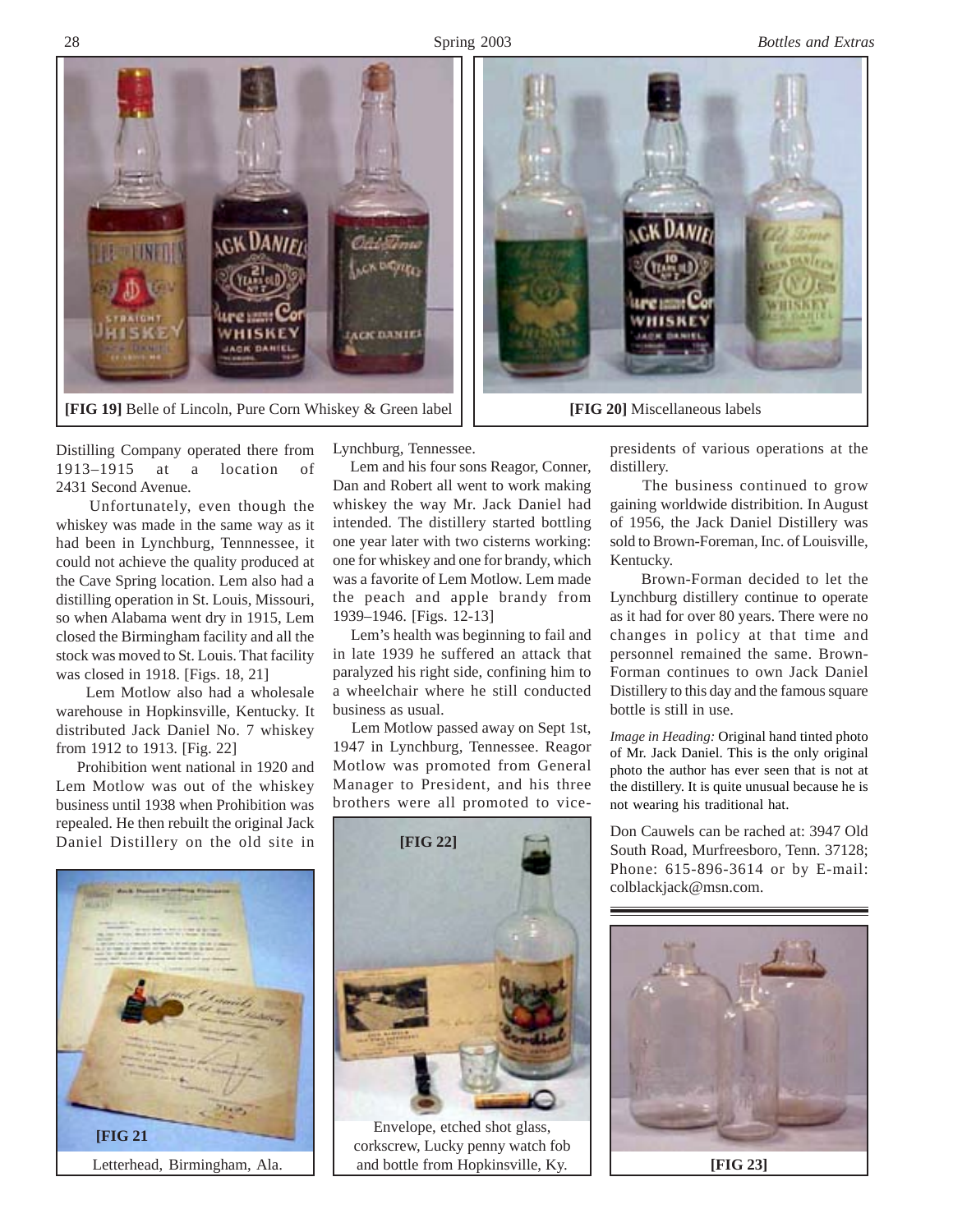**[FIG 19]** Belle of Lincoln, Pure Corn Whiskey & Green label

**[FIG 20]** Miscellaneous labels

Distilling Company operated there from 1913–1915 at a location of 2431 Second Avenue.

Unfortunately, even though the whiskey was made in the same way as it had been in Lynchburg, Tennnessee, it could not achieve the quality produced at the Cave Spring location. Lem also had a distilling operation in St. Louis, Missouri, so when Alabama went dry in 1915, Lem closed the Birmingham facility and all the stock was moved to St. Louis. That facility was closed in 1918. [Figs. 18, 21]

Lem Motlow also had a wholesale warehouse in Hopkinsville, Kentucky. It distributed Jack Daniel No. 7 whiskey from 1912 to 1913. [Fig. 22]

Prohibition went national in 1920 and Lem Motlow was out of the whiskey business until 1938 when Prohibition was repealed. He then rebuilt the original Jack Daniel Distillery on the old site in Lynchburg, Tennessee.

Lem and his four sons Reagor, Conner, Dan and Robert all went to work making whiskey the way Mr. Jack Daniel had intended. The distillery started bottling one year later with two cisterns working: one for whiskey and one for brandy, which was a favorite of Lem Motlow. Lem made the peach and apple brandy from 1939–1946. [Figs. 12-13]

Lem's health was beginning to fail and in late 1939 he suffered an attack that paralyzed his right side, confining him to a wheelchair where he still conducted business as usual.

Lem Motlow passed away on Sept 1st, 1947 in Lynchburg, Tennessee. Reagor Motlow was promoted from General Manager to President, and his three brothers were all promoted to vice-presidents of various operations at the distillery.

The business continued to grow gaining worldwide distribition. In August of 1956, the Jack Daniel Distillery was sold to Brown-Foreman, Inc. of Louisville, Kentucky.

Brown-Forman decided to let the Lynchburg distillery continue to operate as it had for over 80 years. There were no changes in policy at that time and personnel remained the same. Brown-Forman continues to own Jack Daniel Distillery to this day and the famous square bottle is still in use.

*Image in Heading:* Original hand tinted photo of Mr. Jack Daniel. This is the only original photo the author has ever seen that is not at the distillery. It is quite unusual because he is not wearing his traditional hat.

Don Cauwels can be rached at: 3947 Old South Road, Murfreesboro, Tenn. 37128; Phone: 615-896-3614 or by E-mail: colblackjack@msn.com.

**[FIG 21]**
Letterhead, Birmingham, Ala.

**[FIG 22]**
Envelope, etched shot glass, corkscrew, Lucky penny watch fob and bottle from Hopkinsville, Ky.

**[FIG 23]**